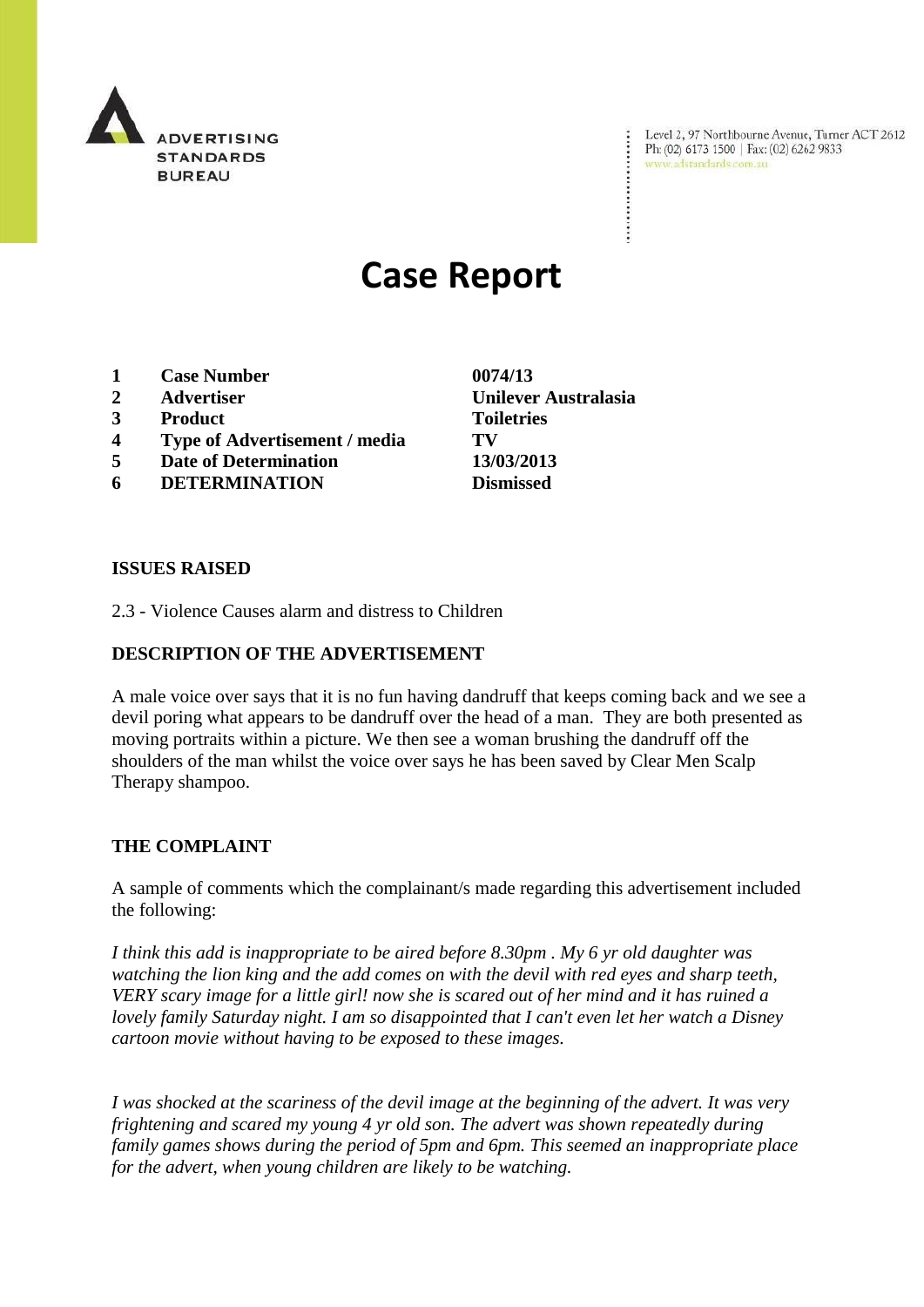ADVERTISING STANDARDS BUREAU

Level 2, 97 Northbourne Avenue, Turner ACT 2612
Ph: (02) 6173 1500 | Fax: (02) 6262 9833
www.adstandards.com.au

# Case Report

| | | |
|---|---|---|
| **1** | **Case Number** | **0074/13** |
| **2** | **Advertiser** | **Unilever Australasia** |
| **3** | **Product** | **Toiletries** |
| **4** | **Type of Advertisement / media** | **TV** |
| **5** | **Date of Determination** | **13/03/2013** |
| **6** | **DETERMINATION** | **Dismissed** |

**ISSUES RAISED**

2.3 - Violence Causes alarm and distress to Children

**DESCRIPTION OF THE ADVERTISEMENT**

A male voice over says that it is no fun having dandruff that keeps coming back and we see a devil poring what appears to be dandruff over the head of a man. They are both presented as moving portraits within a picture. We then see a woman brushing the dandruff off the shoulders of the man whilst the voice over says he has been saved by Clear Men Scalp Therapy shampoo.

**THE COMPLAINT**

A sample of comments which the complainant/s made regarding this advertisement included the following:

*I think this add is inappropriate to be aired before 8.30pm . My 6 yr old daughter was watching the lion king and the add comes on with the devil with red eyes and sharp teeth, VERY scary image for a little girl! now she is scared out of her mind and it has ruined a lovely family Saturday night. I am so disappointed that I can't even let her watch a Disney cartoon movie without having to be exposed to these images.*

*I was shocked at the scariness of the devil image at the beginning of the advert. It was very frightening and scared my young 4 yr old son. The advert was shown repeatedly during family games shows during the period of 5pm and 6pm. This seemed an inappropriate place for the advert, when young children are likely to be watching.*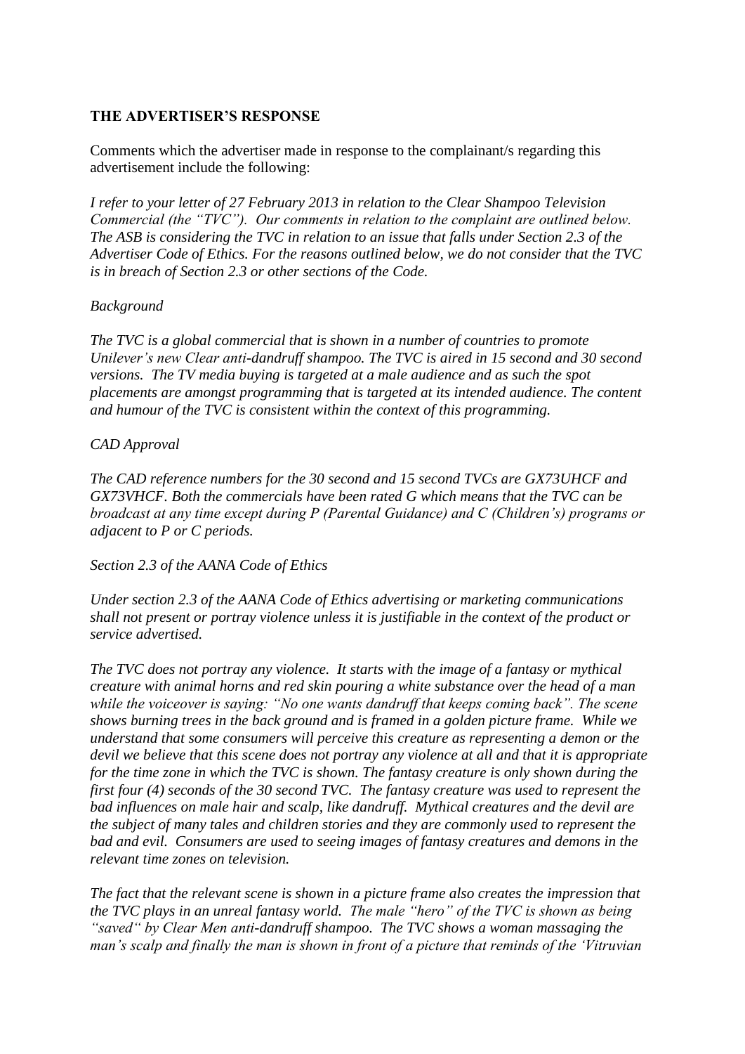**THE ADVERTISER'S RESPONSE**

Comments which the advertiser made in response to the complainant/s regarding this advertisement include the following:

*I refer to your letter of 27 February 2013 in relation to the Clear Shampoo Television Commercial (the "TVC"). Our comments in relation to the complaint are outlined below. The ASB is considering the TVC in relation to an issue that falls under Section 2.3 of the Advertiser Code of Ethics. For the reasons outlined below, we do not consider that the TVC is in breach of Section 2.3 or other sections of the Code.*

*Background*

*The TVC is a global commercial that is shown in a number of countries to promote Unilever's new Clear anti-dandruff shampoo. The TVC is aired in 15 second and 30 second versions. The TV media buying is targeted at a male audience and as such the spot placements are amongst programming that is targeted at its intended audience. The content and humour of the TVC is consistent within the context of this programming.*

*CAD Approval*

*The CAD reference numbers for the 30 second and 15 second TVCs are GX73UHCF and GX73VHCF. Both the commercials have been rated G which means that the TVC can be broadcast at any time except during P (Parental Guidance) and C (Children's) programs or adjacent to P or C periods.*

*Section 2.3 of the AANA Code of Ethics*

*Under section 2.3 of the AANA Code of Ethics advertising or marketing communications shall not present or portray violence unless it is justifiable in the context of the product or service advertised.*

*The TVC does not portray any violence. It starts with the image of a fantasy or mythical creature with animal horns and red skin pouring a white substance over the head of a man while the voiceover is saying: "No one wants dandruff that keeps coming back". The scene shows burning trees in the back ground and is framed in a golden picture frame. While we understand that some consumers will perceive this creature as representing a demon or the devil we believe that this scene does not portray any violence at all and that it is appropriate for the time zone in which the TVC is shown. The fantasy creature is only shown during the first four (4) seconds of the 30 second TVC. The fantasy creature was used to represent the bad influences on male hair and scalp, like dandruff. Mythical creatures and the devil are the subject of many tales and children stories and they are commonly used to represent the bad and evil. Consumers are used to seeing images of fantasy creatures and demons in the relevant time zones on television.*

*The fact that the relevant scene is shown in a picture frame also creates the impression that the TVC plays in an unreal fantasy world. The male "hero" of the TVC is shown as being "saved" by Clear Men anti-dandruff shampoo. The TVC shows a woman massaging the man's scalp and finally the man is shown in front of a picture that reminds of the 'Vitruvian*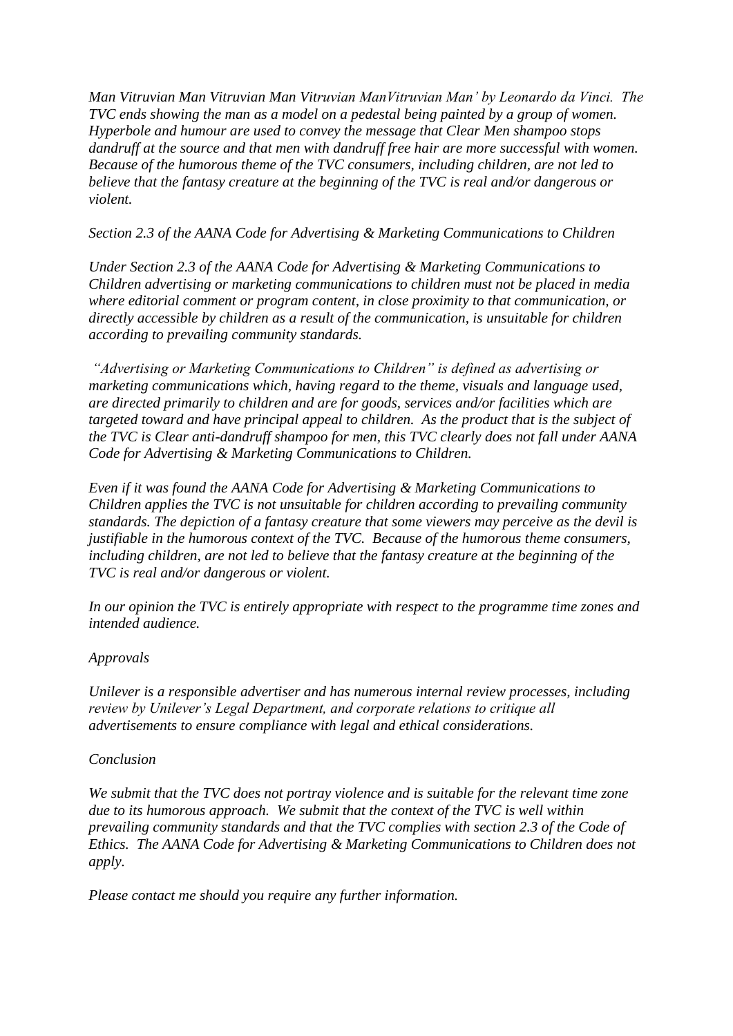*Man Vitruvian Man Vitruvian Man Vitruvian ManVitruvian Man' by Leonardo da Vinci. The TVC ends showing the man as a model on a pedestal being painted by a group of women. Hyperbole and humour are used to convey the message that Clear Men shampoo stops dandruff at the source and that men with dandruff free hair are more successful with women. Because of the humorous theme of the TVC consumers, including children, are not led to believe that the fantasy creature at the beginning of the TVC is real and/or dangerous or violent.*

*Section 2.3 of the AANA Code for Advertising & Marketing Communications to Children*

*Under Section 2.3 of the AANA Code for Advertising & Marketing Communications to Children advertising or marketing communications to children must not be placed in media where editorial comment or program content, in close proximity to that communication, or directly accessible by children as a result of the communication, is unsuitable for children according to prevailing community standards.*

*"Advertising or Marketing Communications to Children" is defined as advertising or marketing communications which, having regard to the theme, visuals and language used, are directed primarily to children and are for goods, services and/or facilities which are targeted toward and have principal appeal to children. As the product that is the subject of the TVC is Clear anti-dandruff shampoo for men, this TVC clearly does not fall under AANA Code for Advertising & Marketing Communications to Children.*

*Even if it was found the AANA Code for Advertising & Marketing Communications to Children applies the TVC is not unsuitable for children according to prevailing community standards. The depiction of a fantasy creature that some viewers may perceive as the devil is justifiable in the humorous context of the TVC. Because of the humorous theme consumers, including children, are not led to believe that the fantasy creature at the beginning of the TVC is real and/or dangerous or violent.*

*In our opinion the TVC is entirely appropriate with respect to the programme time zones and intended audience.*

*Approvals*

*Unilever is a responsible advertiser and has numerous internal review processes, including review by Unilever's Legal Department, and corporate relations to critique all advertisements to ensure compliance with legal and ethical considerations.*

*Conclusion*

*We submit that the TVC does not portray violence and is suitable for the relevant time zone due to its humorous approach. We submit that the context of the TVC is well within prevailing community standards and that the TVC complies with section 2.3 of the Code of Ethics. The AANA Code for Advertising & Marketing Communications to Children does not apply.*

*Please contact me should you require any further information.*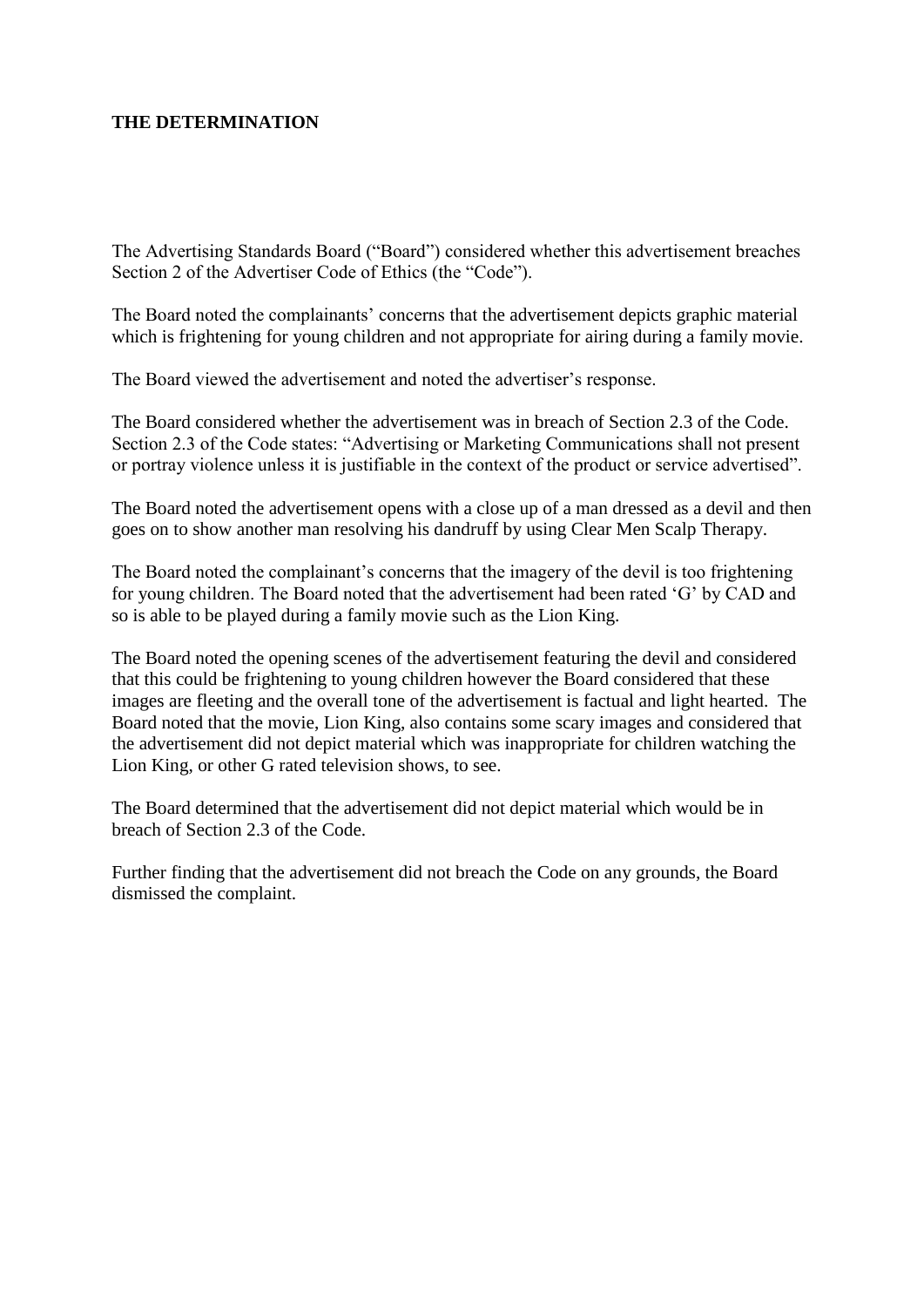**THE DETERMINATION**

The Advertising Standards Board ("Board") considered whether this advertisement breaches Section 2 of the Advertiser Code of Ethics (the "Code").

The Board noted the complainants' concerns that the advertisement depicts graphic material which is frightening for young children and not appropriate for airing during a family movie.

The Board viewed the advertisement and noted the advertiser's response.

The Board considered whether the advertisement was in breach of Section 2.3 of the Code. Section 2.3 of the Code states: "Advertising or Marketing Communications shall not present or portray violence unless it is justifiable in the context of the product or service advertised".

The Board noted the advertisement opens with a close up of a man dressed as a devil and then goes on to show another man resolving his dandruff by using Clear Men Scalp Therapy.

The Board noted the complainant's concerns that the imagery of the devil is too frightening for young children. The Board noted that the advertisement had been rated 'G' by CAD and so is able to be played during a family movie such as the Lion King.

The Board noted the opening scenes of the advertisement featuring the devil and considered that this could be frightening to young children however the Board considered that these images are fleeting and the overall tone of the advertisement is factual and light hearted. The Board noted that the movie, Lion King, also contains some scary images and considered that the advertisement did not depict material which was inappropriate for children watching the Lion King, or other G rated television shows, to see.

The Board determined that the advertisement did not depict material which would be in breach of Section 2.3 of the Code.

Further finding that the advertisement did not breach the Code on any grounds, the Board dismissed the complaint.